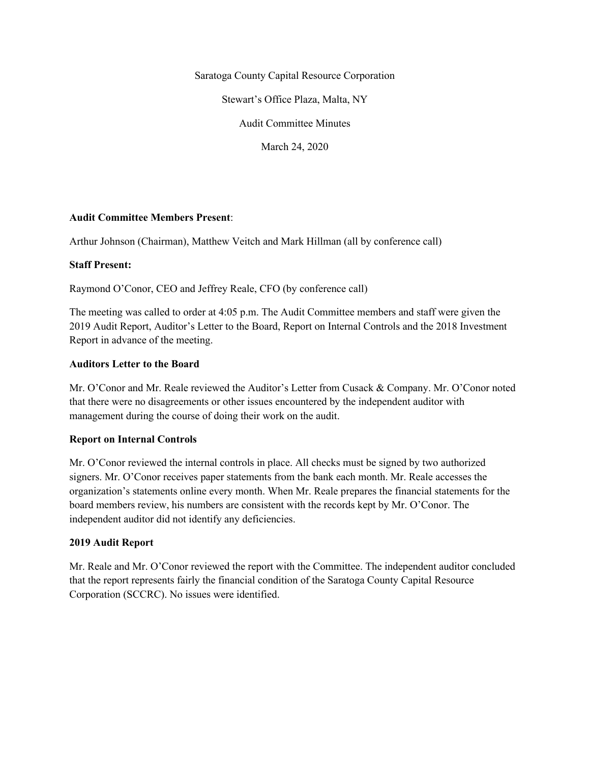Saratoga County Capital Resource Corporation

Stewart's Office Plaza, Malta, NY

Audit Committee Minutes

March 24, 2020

**Audit Committee Members Present**:

Arthur Johnson (Chairman), Matthew Veitch and Mark Hillman (all by conference call)

**Staff Present:**

Raymond O'Conor, CEO and Jeffrey Reale, CFO (by conference call)

The meeting was called to order at 4:05 p.m. The Audit Committee members and staff were given the 2019 Audit Report, Auditor's Letter to the Board, Report on Internal Controls and the 2018 Investment Report in advance of the meeting.

**Auditors Letter to the Board**

Mr. O'Conor and Mr. Reale reviewed the Auditor's Letter from Cusack & Company. Mr. O'Conor noted that there were no disagreements or other issues encountered by the independent auditor with management during the course of doing their work on the audit.

**Report on Internal Controls**

Mr. O'Conor reviewed the internal controls in place. All checks must be signed by two authorized signers. Mr. O'Conor receives paper statements from the bank each month. Mr. Reale accesses the organization's statements online every month. When Mr. Reale prepares the financial statements for the board members review, his numbers are consistent with the records kept by Mr. O'Conor. The independent auditor did not identify any deficiencies.

**2019 Audit Report**

Mr. Reale and Mr. O'Conor reviewed the report with the Committee. The independent auditor concluded that the report represents fairly the financial condition of the Saratoga County Capital Resource Corporation (SCCRC). No issues were identified.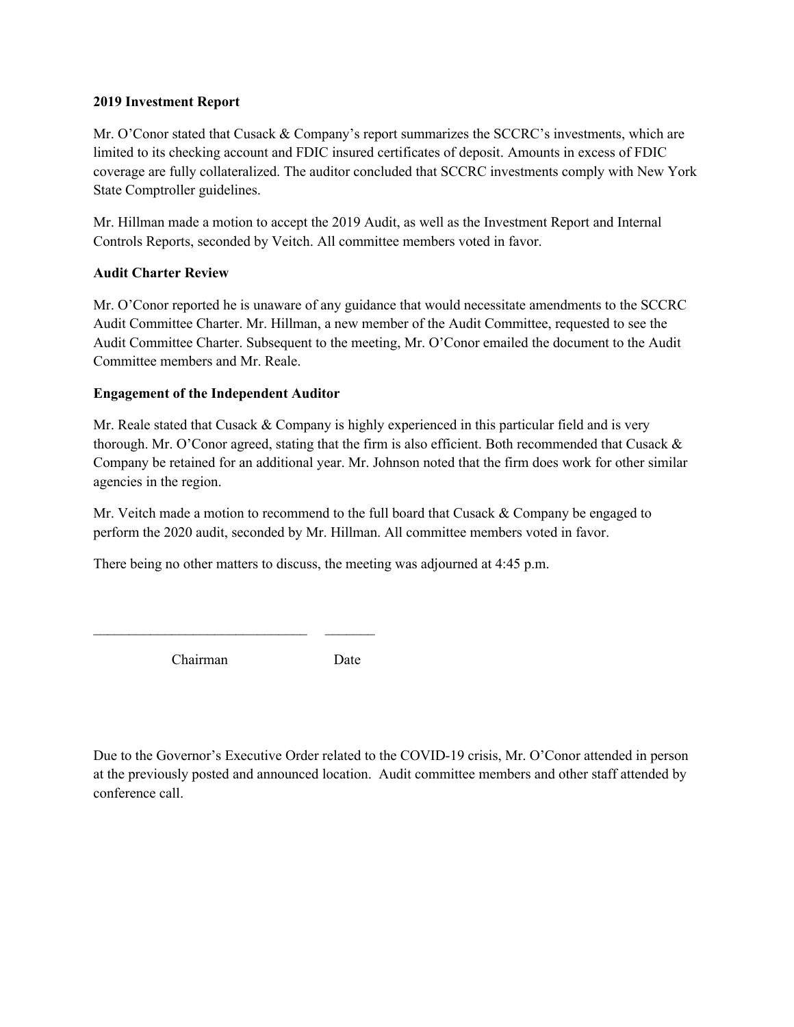**2019 Investment Report**

Mr. O'Conor stated that Cusack & Company's report summarizes the SCCRC's investments, which are limited to its checking account and FDIC insured certificates of deposit. Amounts in excess of FDIC coverage are fully collateralized. The auditor concluded that SCCRC investments comply with New York State Comptroller guidelines.

Mr. Hillman made a motion to accept the 2019 Audit, as well as the Investment Report and Internal Controls Reports, seconded by Veitch. All committee members voted in favor.

**Audit Charter Review**

Mr. O'Conor reported he is unaware of any guidance that would necessitate amendments to the SCCRC Audit Committee Charter. Mr. Hillman, a new member of the Audit Committee, requested to see the Audit Committee Charter. Subsequent to the meeting, Mr. O'Conor emailed the document to the Audit Committee members and Mr. Reale.

**Engagement of the Independent Auditor**

Mr. Reale stated that Cusack & Company is highly experienced in this particular field and is very thorough. Mr. O'Conor agreed, stating that the firm is also efficient. Both recommended that Cusack & Company be retained for an additional year. Mr. Johnson noted that the firm does work for other similar agencies in the region.

Mr. Veitch made a motion to recommend to the full board that Cusack & Company be engaged to perform the 2020 audit, seconded by Mr. Hillman. All committee members voted in favor.

There being no other matters to discuss, the meeting was adjourned at 4:45 p.m.

______________________________ _______

Chairman Date

Due to the Governor's Executive Order related to the COVID-19 crisis, Mr. O'Conor attended in person at the previously posted and announced location. Audit committee members and other staff attended by conference call.